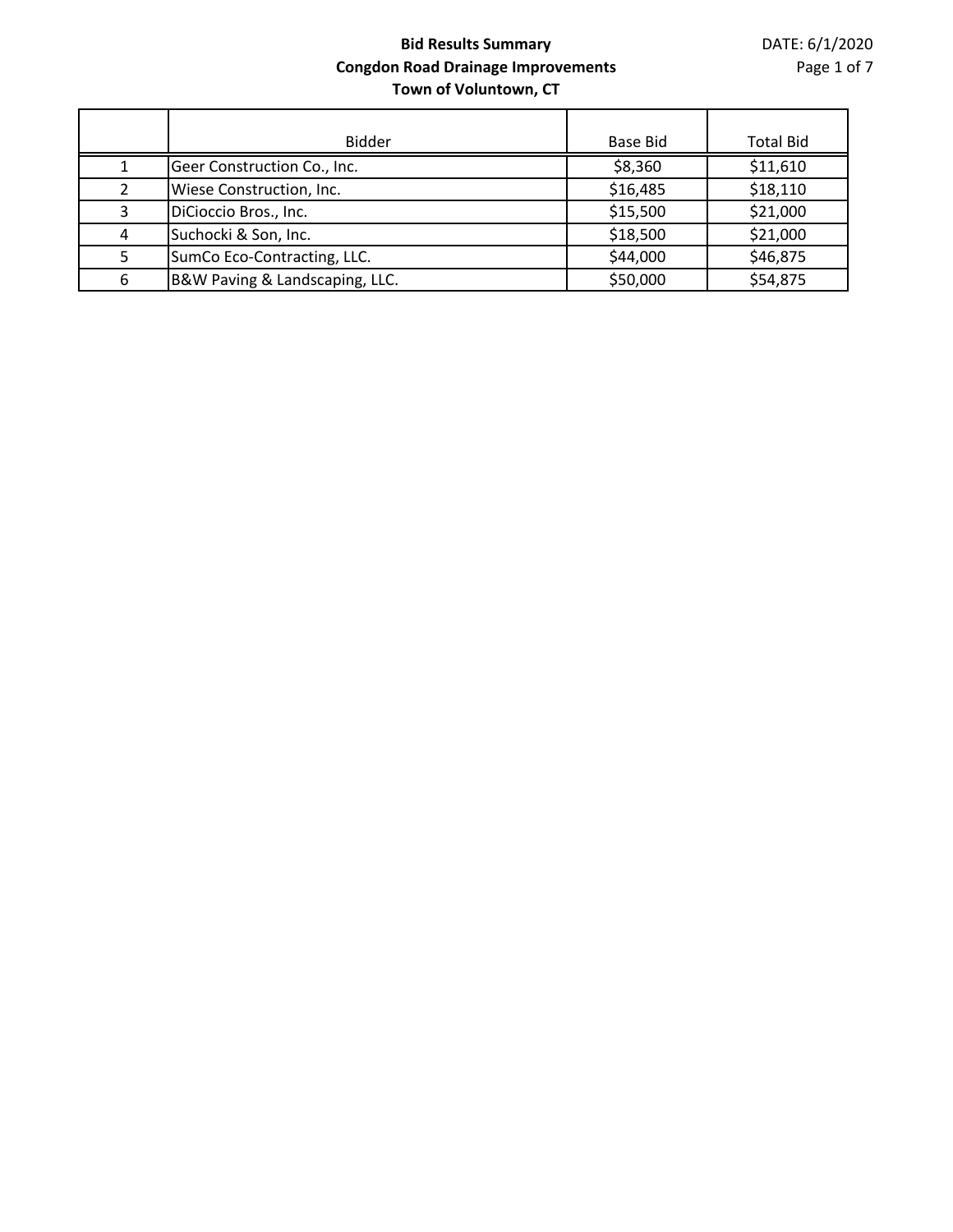**Bid Results Summary**
**Congdon Road Drainage Improvements**
**Town of Voluntown, CT**

DATE: 6/1/2020

| | Bidder | Base Bid | Total Bid |
|---|---|---|---|
| 1 | Geer Construction Co., Inc. | $8,360 | $11,610 |
| 2 | Wiese Construction, Inc. | $16,485 | $18,110 |
| 3 | DiCioccio Bros., Inc. | $15,500 | $21,000 |
| 4 | Suchocki & Son, Inc. | $18,500 | $21,000 |
| 5 | SumCo Eco-Contracting, LLC. | $44,000 | $46,875 |
| 6 | B&W Paving & Landscaping, LLC. | $50,000 | $54,875 |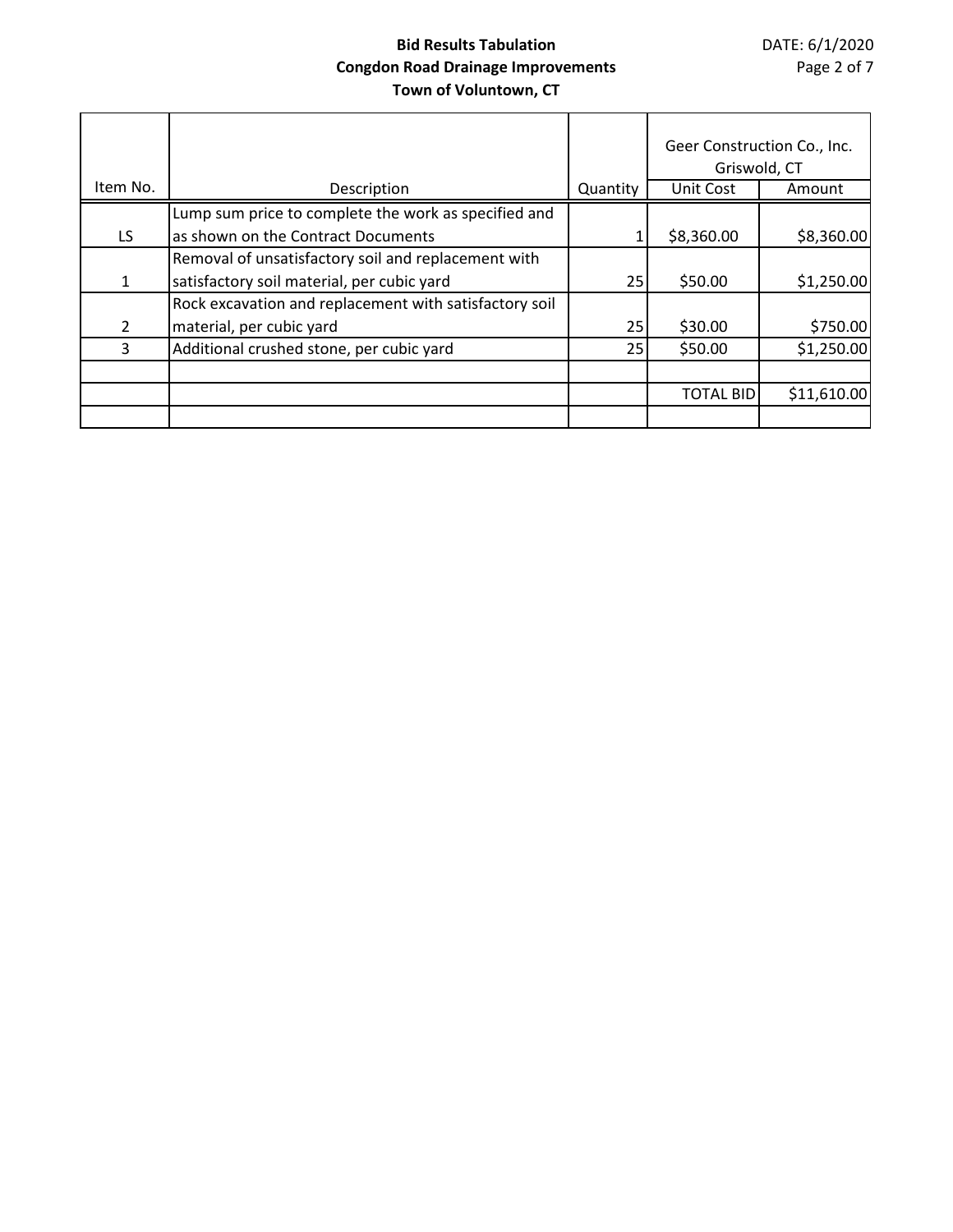**Bid Results Tabulation**
**Congdon Road Drainage Improvements**
**Town of Voluntown, CT**

DATE: 6/1/2020

| Item No. | Description | Quantity | Geer Construction Co., Inc. Griswold, CT | |
|---|---|---|---|---|
| | | | Unit Cost | Amount |
| LS | Lump sum price to complete the work as specified and as shown on the Contract Documents | 1 | $8,360.00 | $8,360.00 |
| 1 | Removal of unsatisfactory soil and replacement with satisfactory soil material, per cubic yard | 25 | $50.00 | $1,250.00 |
| 2 | Rock excavation and replacement with satisfactory soil material, per cubic yard | 25 | $30.00 | $750.00 |
| 3 | Additional crushed stone, per cubic yard | 25 | $50.00 | $1,250.00 |
| | | | | |
| | | | TOTAL BID | $11,610.00 |
| | | | | |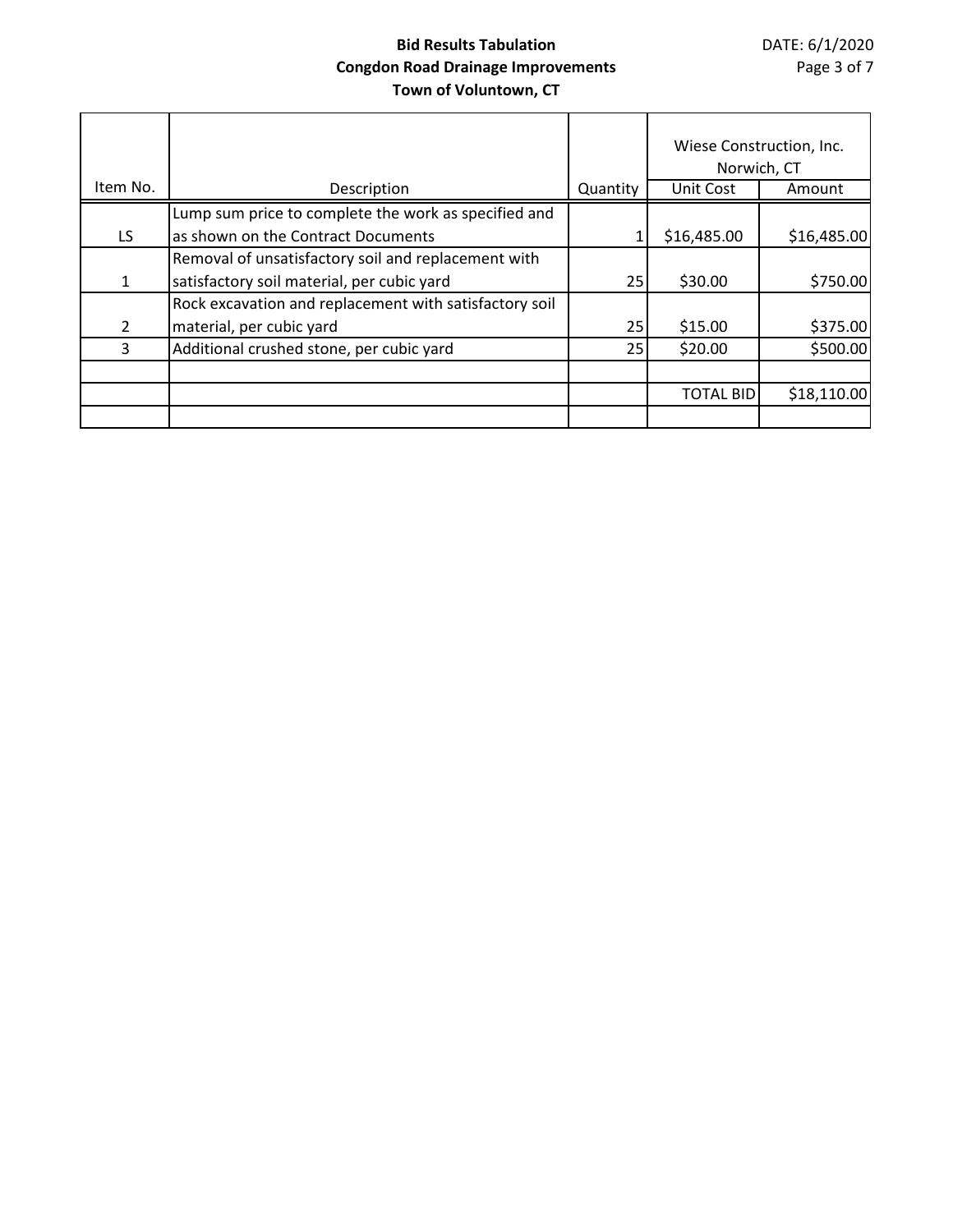**Bid Results Tabulation**
**Congdon Road Drainage Improvements**
**Town of Voluntown, CT**

DATE: 6/1/2020

| Item No. | Description | Quantity | Wiese Construction, Inc. Norwich, CT | |
|---|---|---|---|---|
| | | | Unit Cost | Amount |
| LS | Lump sum price to complete the work as specified and as shown on the Contract Documents | 1 | $16,485.00 | $16,485.00 |
| 1 | Removal of unsatisfactory soil and replacement with satisfactory soil material, per cubic yard | 25 | $30.00 | $750.00 |
| 2 | Rock excavation and replacement with satisfactory soil material, per cubic yard | 25 | $15.00 | $375.00 |
| 3 | Additional crushed stone, per cubic yard | 25 | $20.00 | $500.00 |
| | | | | |
| | | | TOTAL BID | $18,110.00 |
| | | | | |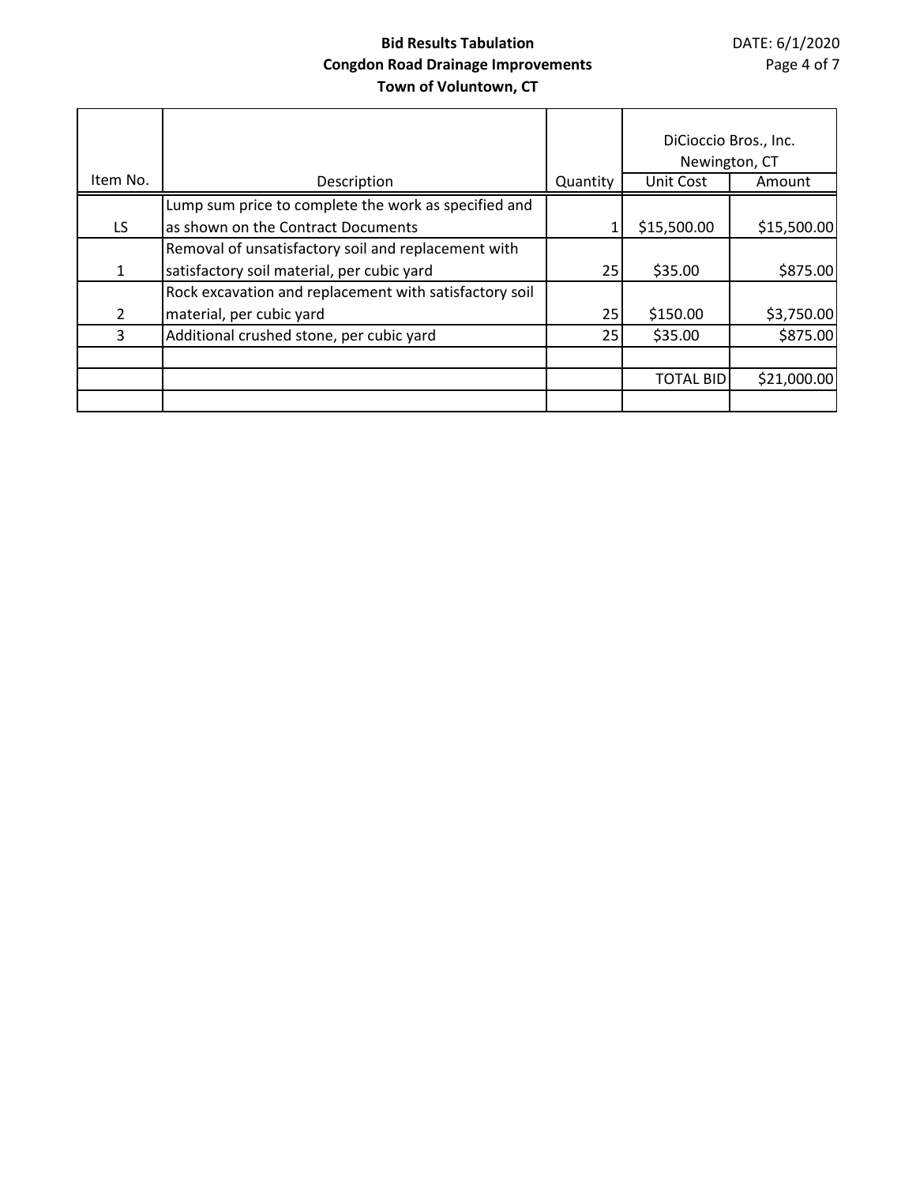**Bid Results Tabulation**
**Congdon Road Drainage Improvements**
**Town of Voluntown, CT**

DATE: 6/1/2020

| Item No. | Description | Quantity | DiCioccio Bros., Inc. Newington, CT | |
|---|---|---|---|---|
| | | | Unit Cost | Amount |
| LS | Lump sum price to complete the work as specified and as shown on the Contract Documents | 1 | $15,500.00 | $15,500.00 |
| 1 | Removal of unsatisfactory soil and replacement with satisfactory soil material, per cubic yard | 25 | $35.00 | $875.00 |
| 2 | Rock excavation and replacement with satisfactory soil material, per cubic yard | 25 | $150.00 | $3,750.00 |
| 3 | Additional crushed stone, per cubic yard | 25 | $35.00 | $875.00 |
| | | | | |
| | | | TOTAL BID | $21,000.00 |
| | | | | |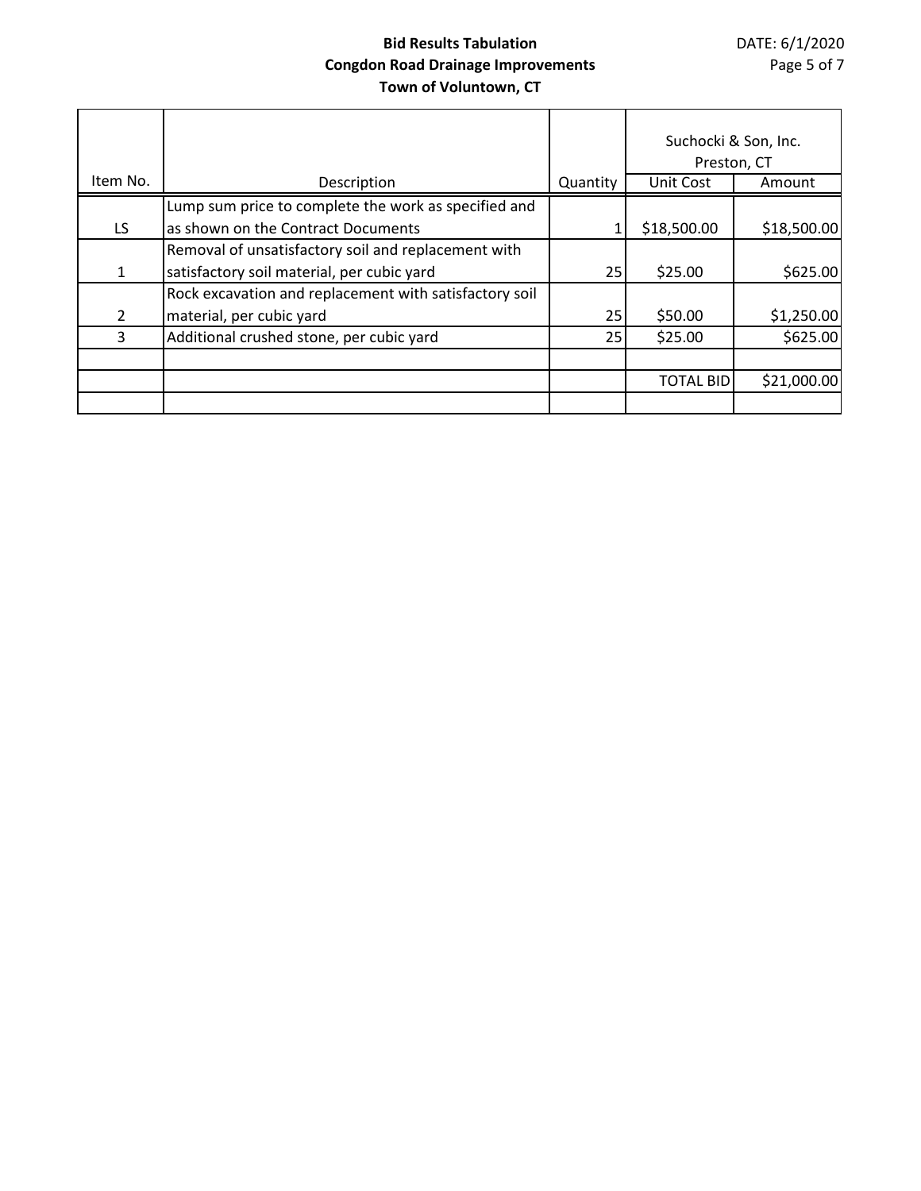**Bid Results Tabulation**
**Congdon Road Drainage Improvements**
**Town of Voluntown, CT**

DATE: 6/1/2020

| Item No. | Description | Quantity | Suchocki & Son, Inc. Preston, CT | |
|---|---|---|---|---|
| | | | Unit Cost | Amount |
| LS | Lump sum price to complete the work as specified and as shown on the Contract Documents | 1 | $18,500.00 | $18,500.00 |
| 1 | Removal of unsatisfactory soil and replacement with satisfactory soil material, per cubic yard | 25 | $25.00 | $625.00 |
| 2 | Rock excavation and replacement with satisfactory soil material, per cubic yard | 25 | $50.00 | $1,250.00 |
| 3 | Additional crushed stone, per cubic yard | 25 | $25.00 | $625.00 |
| | | | | |
| | | | TOTAL BID | $21,000.00 |
| | | | | |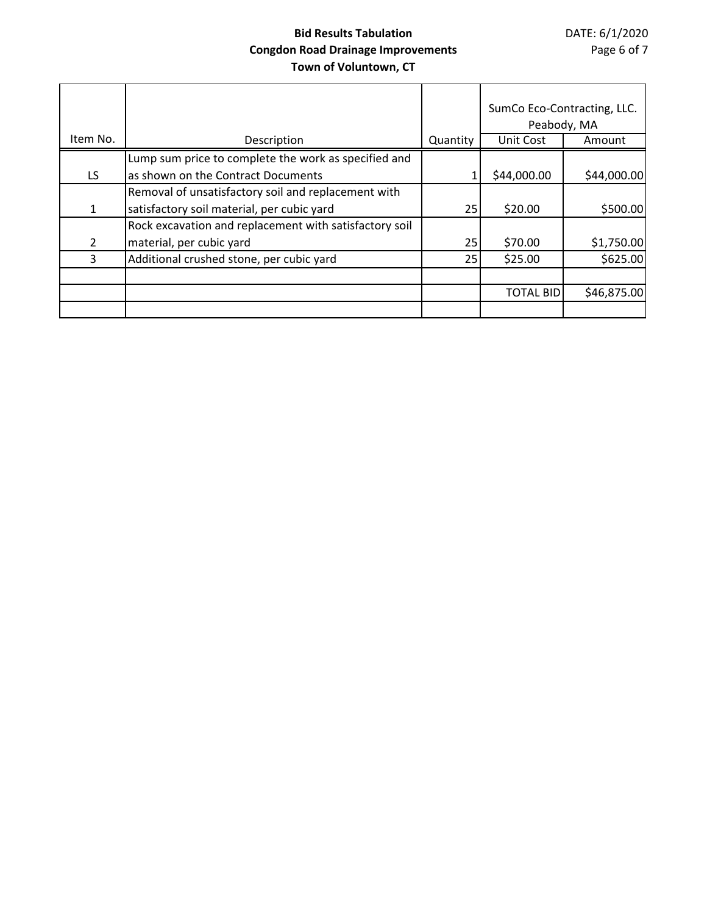**Bid Results Tabulation**
**Congdon Road Drainage Improvements**
**Town of Voluntown, CT**

DATE: 6/1/2020

| Item No. | Description | Quantity | SumCo Eco-Contracting, LLC. Peabody, MA | |
|---|---|---|---|---|
| | | | Unit Cost | Amount |
| LS | Lump sum price to complete the work as specified and as shown on the Contract Documents | 1 | $44,000.00 | $44,000.00 |
| 1 | Removal of unsatisfactory soil and replacement with satisfactory soil material, per cubic yard | 25 | $20.00 | $500.00 |
| 2 | Rock excavation and replacement with satisfactory soil material, per cubic yard | 25 | $70.00 | $1,750.00 |
| 3 | Additional crushed stone, per cubic yard | 25 | $25.00 | $625.00 |
| | | | | |
| | | | TOTAL BID | $46,875.00 |
| | | | | |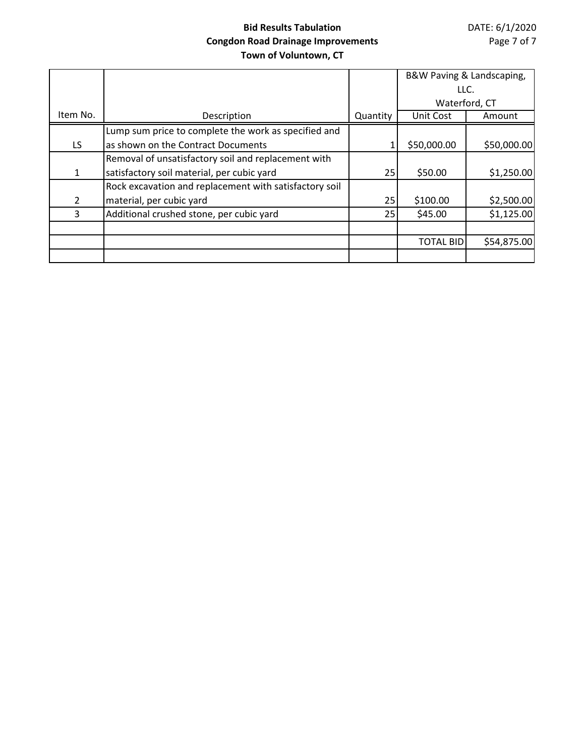**Bid Results Tabulation**
**Congdon Road Drainage Improvements**
**Town of Voluntown, CT**

DATE: 6/1/2020

| | | | B&W Paving & Landscaping, LLC. Waterford, CT | |
|---|---|---|---|---|
| Item No. | Description | Quantity | Unit Cost | Amount |
| LS | Lump sum price to complete the work as specified and as shown on the Contract Documents | 1 | $50,000.00 | $50,000.00 |
| 1 | Removal of unsatisfactory soil and replacement with satisfactory soil material, per cubic yard | 25 | $50.00 | $1,250.00 |
| 2 | Rock excavation and replacement with satisfactory soil material, per cubic yard | 25 | $100.00 | $2,500.00 |
| 3 | Additional crushed stone, per cubic yard | 25 | $45.00 | $1,125.00 |
| | | | | |
| | | | TOTAL BID | $54,875.00 |
| | | | | |